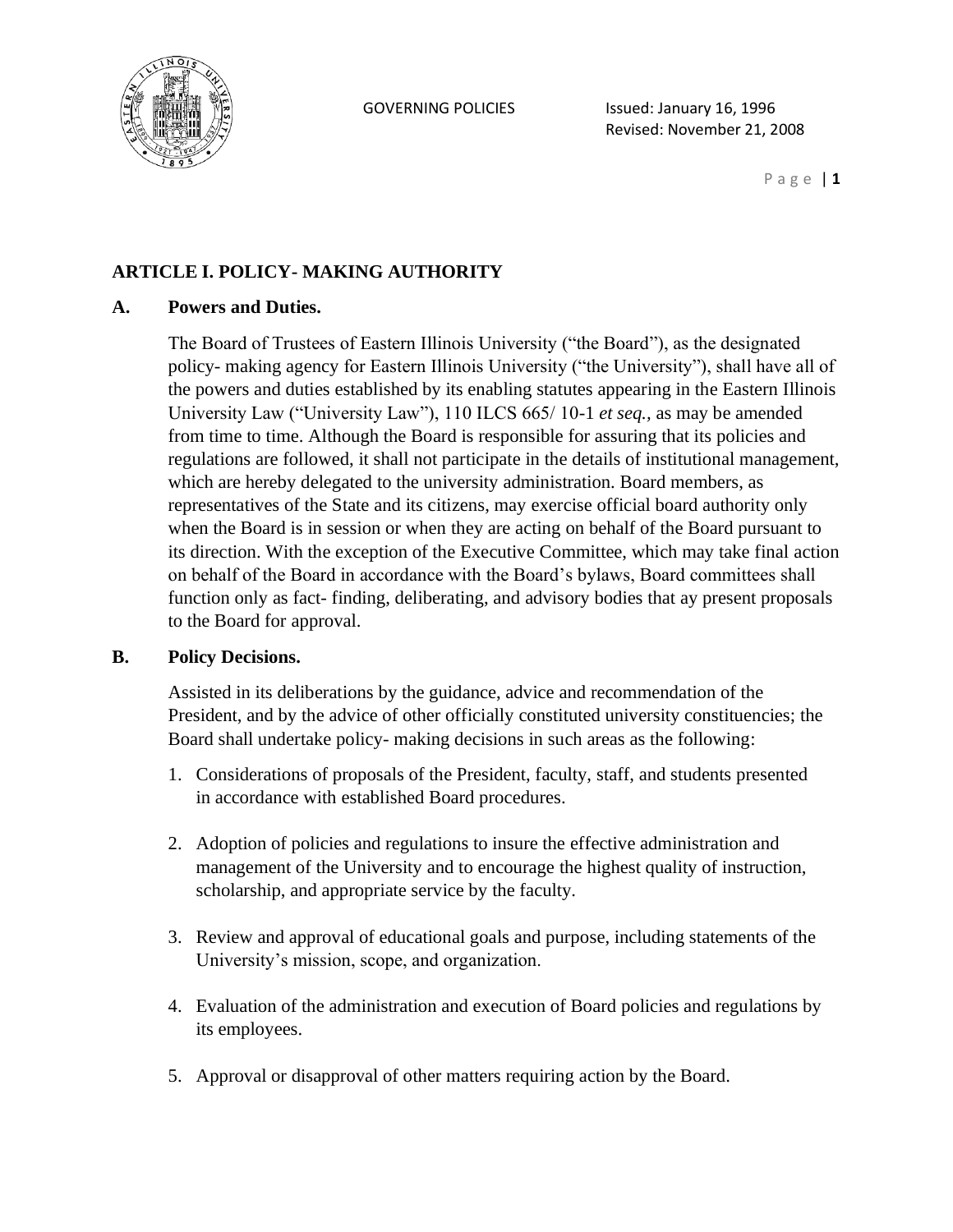## ARTICLE I. POLICY- MAKING AUTHORITY

### A. Powers and Duties.

The Board of Trustees of Eastern Illinois University ("the Board"), as the designated policy- making agency for Eastern Illinois University ("the University"), shall have all of the powers and duties established by its enabling statutes appearing in the Eastern Illinois University Law ("University Law"), 110 ILCS 665/ 10-1 *et seq.,* as may be amended from time to time. Although the Board is responsible for assuring that its policies and regulations are followed, it shall not participate in the details of institutional management, which are hereby delegated to the university administration. Board members, as representatives of the State and its citizens, may exercise official board authority only when the Board is in session or when they are acting on behalf of the Board pursuant to its direction. With the exception of the Executive Committee, which may take final action on behalf of the Board in accordance with the Board's bylaws, Board committees shall function only as fact- finding, deliberating, and advisory bodies that ay present proposals to the Board for approval.

### B. Policy Decisions.

Assisted in its deliberations by the guidance, advice and recommendation of the President, and by the advice of other officially constituted university constituencies; the Board shall undertake policy- making decisions in such areas as the following:

1. Considerations of proposals of the President, faculty, staff, and students presented in accordance with established Board procedures.
2. Adoption of policies and regulations to insure the effective administration and management of the University and to encourage the highest quality of instruction, scholarship, and appropriate service by the faculty.
3. Review and approval of educational goals and purpose, including statements of the University's mission, scope, and organization.
4. Evaluation of the administration and execution of Board policies and regulations by its employees.
5. Approval or disapproval of other matters requiring action by the Board.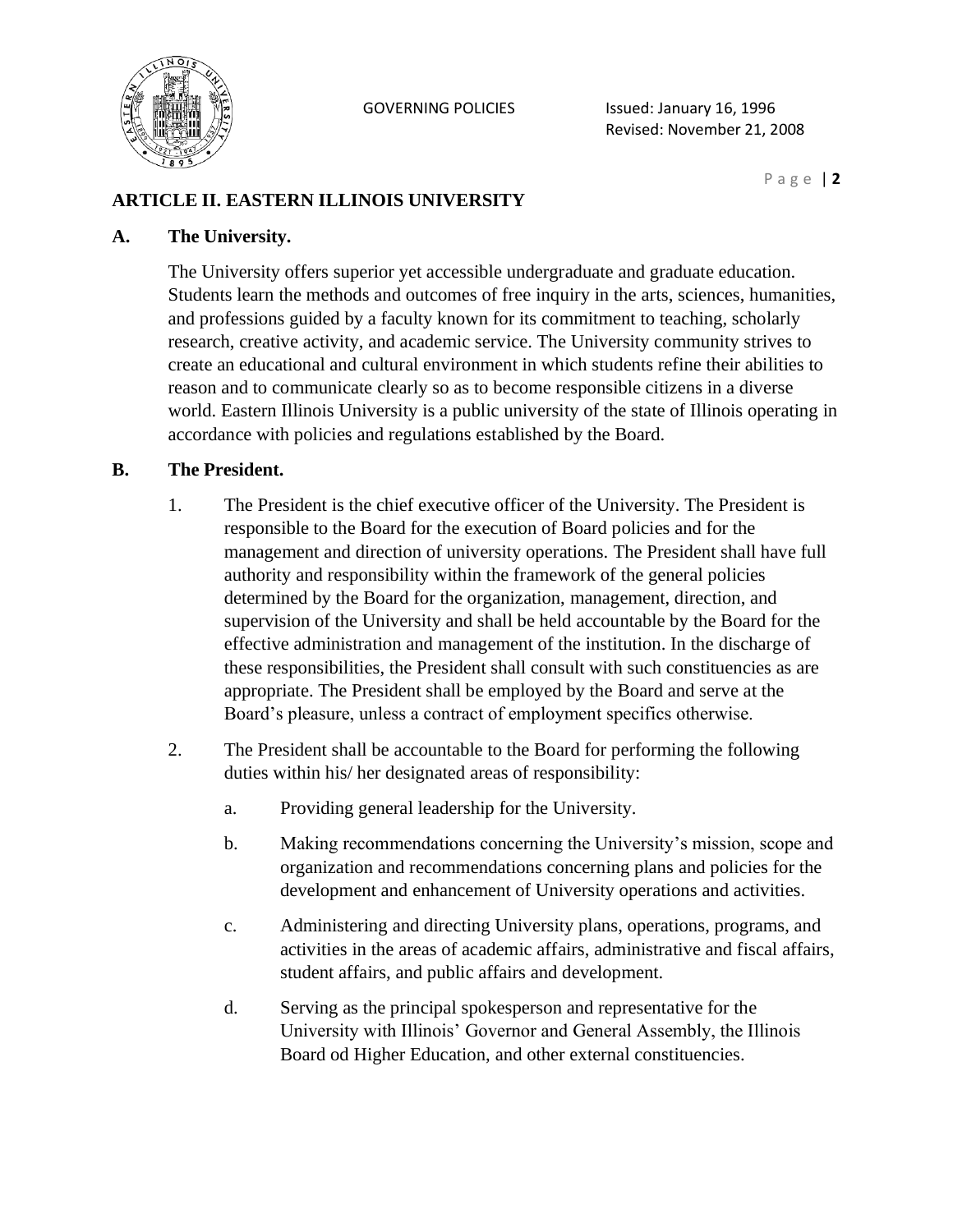## ARTICLE II. EASTERN ILLINOIS UNIVERSITY

### A. The University.

The University offers superior yet accessible undergraduate and graduate education. Students learn the methods and outcomes of free inquiry in the arts, sciences, humanities, and professions guided by a faculty known for its commitment to teaching, scholarly research, creative activity, and academic service. The University community strives to create an educational and cultural environment in which students refine their abilities to reason and to communicate clearly so as to become responsible citizens in a diverse world. Eastern Illinois University is a public university of the state of Illinois operating in accordance with policies and regulations established by the Board.

### B. The President.

1. The President is the chief executive officer of the University. The President is responsible to the Board for the execution of Board policies and for the management and direction of university operations. The President shall have full authority and responsibility within the framework of the general policies determined by the Board for the organization, management, direction, and supervision of the University and shall be held accountable by the Board for the effective administration and management of the institution. In the discharge of these responsibilities, the President shall consult with such constituencies as are appropriate. The President shall be employed by the Board and serve at the Board's pleasure, unless a contract of employment specifics otherwise.

2. The President shall be accountable to the Board for performing the following duties within his/ her designated areas of responsibility:

   a. Providing general leadership for the University.

   b. Making recommendations concerning the University's mission, scope and organization and recommendations concerning plans and policies for the development and enhancement of University operations and activities.

   c. Administering and directing University plans, operations, programs, and activities in the areas of academic affairs, administrative and fiscal affairs, student affairs, and public affairs and development.

   d. Serving as the principal spokesperson and representative for the University with Illinois' Governor and General Assembly, the Illinois Board od Higher Education, and other external constituencies.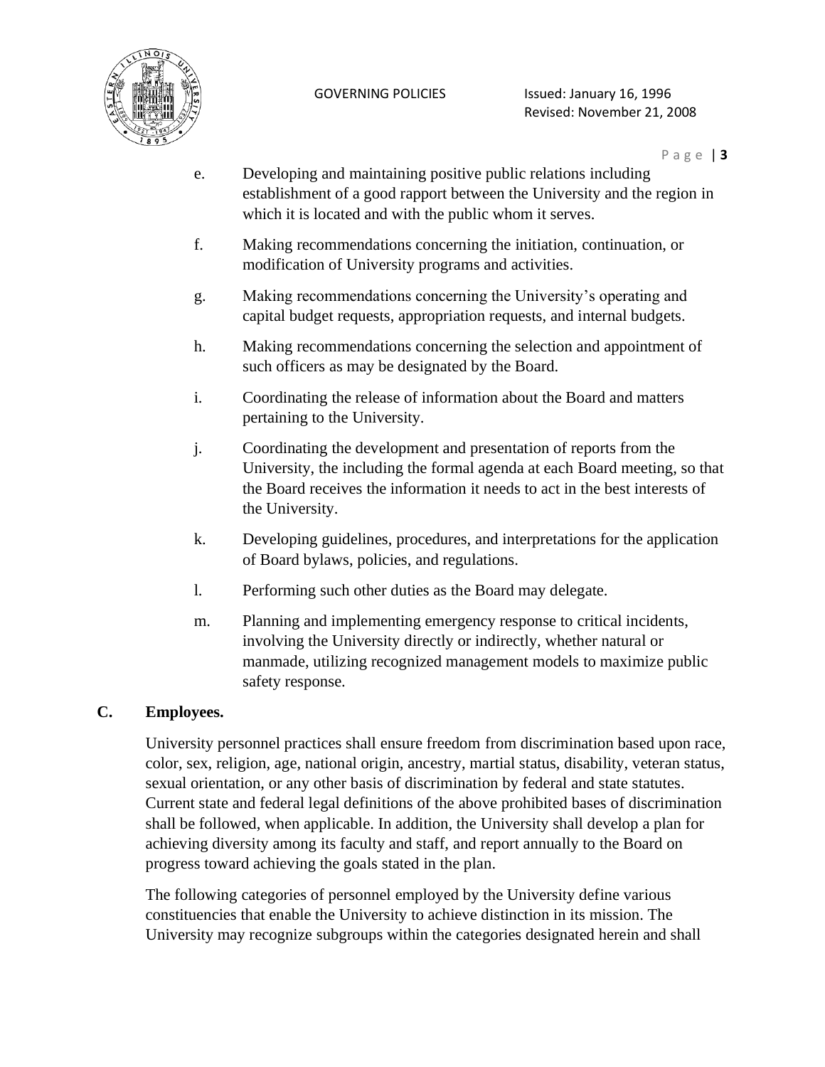e. Developing and maintaining positive public relations including establishment of a good rapport between the University and the region in which it is located and with the public whom it serves.

f. Making recommendations concerning the initiation, continuation, or modification of University programs and activities.

g. Making recommendations concerning the University's operating and capital budget requests, appropriation requests, and internal budgets.

h. Making recommendations concerning the selection and appointment of such officers as may be designated by the Board.

i. Coordinating the release of information about the Board and matters pertaining to the University.

j. Coordinating the development and presentation of reports from the University, the including the formal agenda at each Board meeting, so that the Board receives the information it needs to act in the best interests of the University.

k. Developing guidelines, procedures, and interpretations for the application of Board bylaws, policies, and regulations.

l. Performing such other duties as the Board may delegate.

m. Planning and implementing emergency response to critical incidents, involving the University directly or indirectly, whether natural or manmade, utilizing recognized management models to maximize public safety response.

## C. Employees.

University personnel practices shall ensure freedom from discrimination based upon race, color, sex, religion, age, national origin, ancestry, martial status, disability, veteran status, sexual orientation, or any other basis of discrimination by federal and state statutes. Current state and federal legal definitions of the above prohibited bases of discrimination shall be followed, when applicable. In addition, the University shall develop a plan for achieving diversity among its faculty and staff, and report annually to the Board on progress toward achieving the goals stated in the plan.

The following categories of personnel employed by the University define various constituencies that enable the University to achieve distinction in its mission. The University may recognize subgroups within the categories designated herein and shall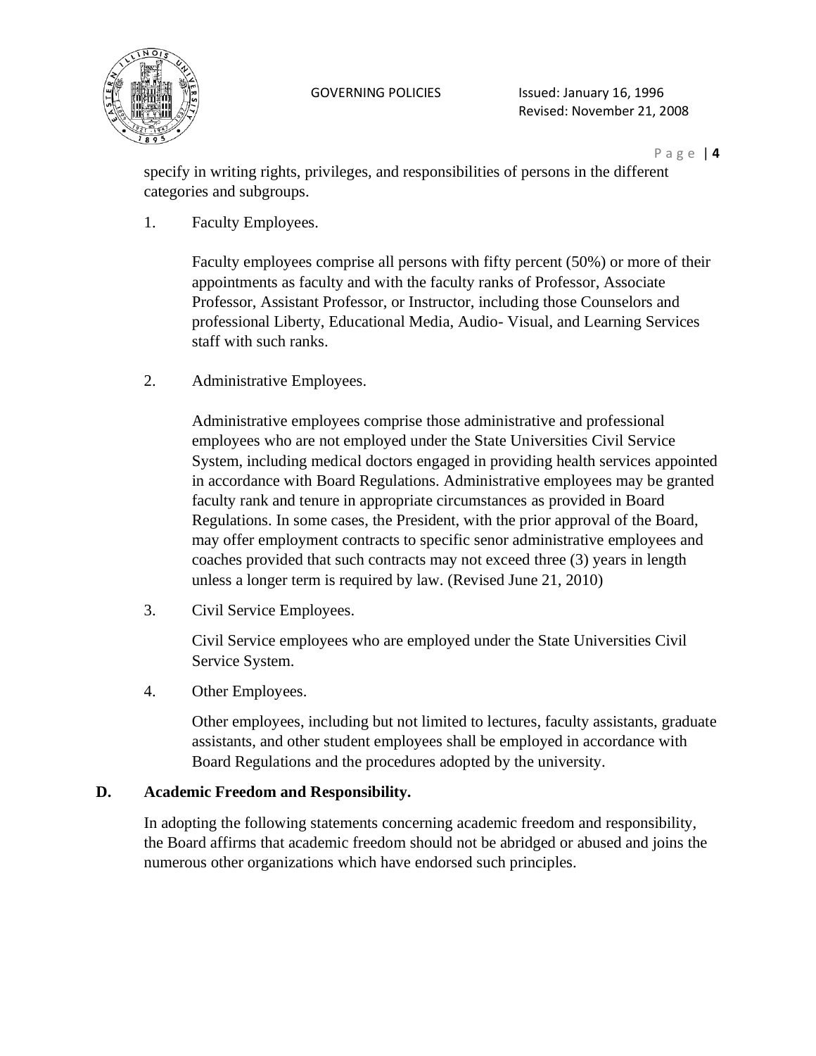specify in writing rights, privileges, and responsibilities of persons in the different categories and subgroups.

1. Faculty Employees.

   Faculty employees comprise all persons with fifty percent (50%) or more of their appointments as faculty and with the faculty ranks of Professor, Associate Professor, Assistant Professor, or Instructor, including those Counselors and professional Liberty, Educational Media, Audio- Visual, and Learning Services staff with such ranks.

2. Administrative Employees.

   Administrative employees comprise those administrative and professional employees who are not employed under the State Universities Civil Service System, including medical doctors engaged in providing health services appointed in accordance with Board Regulations. Administrative employees may be granted faculty rank and tenure in appropriate circumstances as provided in Board Regulations. In some cases, the President, with the prior approval of the Board, may offer employment contracts to specific senor administrative employees and coaches provided that such contracts may not exceed three (3) years in length unless a longer term is required by law. (Revised June 21, 2010)

3. Civil Service Employees.

   Civil Service employees who are employed under the State Universities Civil Service System.

4. Other Employees.

   Other employees, including but not limited to lectures, faculty assistants, graduate assistants, and other student employees shall be employed in accordance with Board Regulations and the procedures adopted by the university.

**D. Academic Freedom and Responsibility.**

In adopting the following statements concerning academic freedom and responsibility, the Board affirms that academic freedom should not be abridged or abused and joins the numerous other organizations which have endorsed such principles.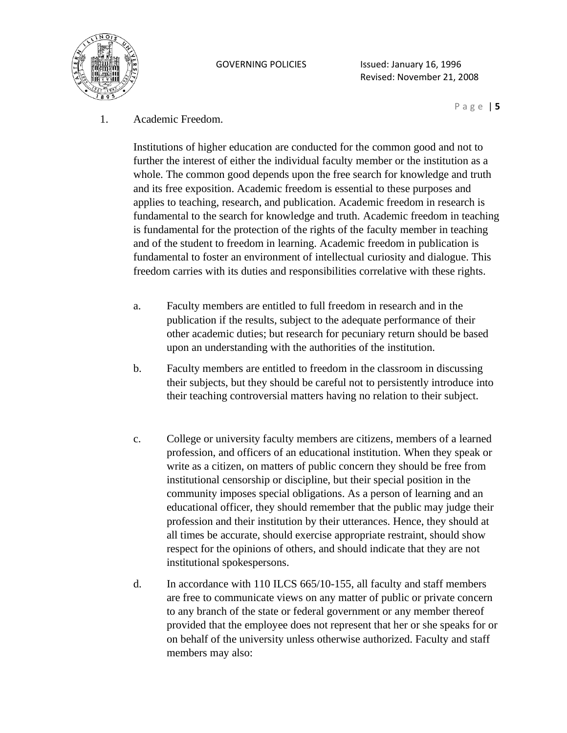1. Academic Freedom.

   Institutions of higher education are conducted for the common good and not to further the interest of either the individual faculty member or the institution as a whole. The common good depends upon the free search for knowledge and truth and its free exposition. Academic freedom is essential to these purposes and applies to teaching, research, and publication. Academic freedom in research is fundamental to the search for knowledge and truth. Academic freedom in teaching is fundamental for the protection of the rights of the faculty member in teaching and of the student to freedom in learning. Academic freedom in publication is fundamental to foster an environment of intellectual curiosity and dialogue. This freedom carries with its duties and responsibilities correlative with these rights.

   a. Faculty members are entitled to full freedom in research and in the publication if the results, subject to the adequate performance of their other academic duties; but research for pecuniary return should be based upon an understanding with the authorities of the institution.

   b. Faculty members are entitled to freedom in the classroom in discussing their subjects, but they should be careful not to persistently introduce into their teaching controversial matters having no relation to their subject.

   c. College or university faculty members are citizens, members of a learned profession, and officers of an educational institution. When they speak or write as a citizen, on matters of public concern they should be free from institutional censorship or discipline, but their special position in the community imposes special obligations. As a person of learning and an educational officer, they should remember that the public may judge their profession and their institution by their utterances. Hence, they should at all times be accurate, should exercise appropriate restraint, should show respect for the opinions of others, and should indicate that they are not institutional spokespersons.

   d. In accordance with 110 ILCS 665/10-155, all faculty and staff members are free to communicate views on any matter of public or private concern to any branch of the state or federal government or any member thereof provided that the employee does not represent that her or she speaks for or on behalf of the university unless otherwise authorized. Faculty and staff members may also: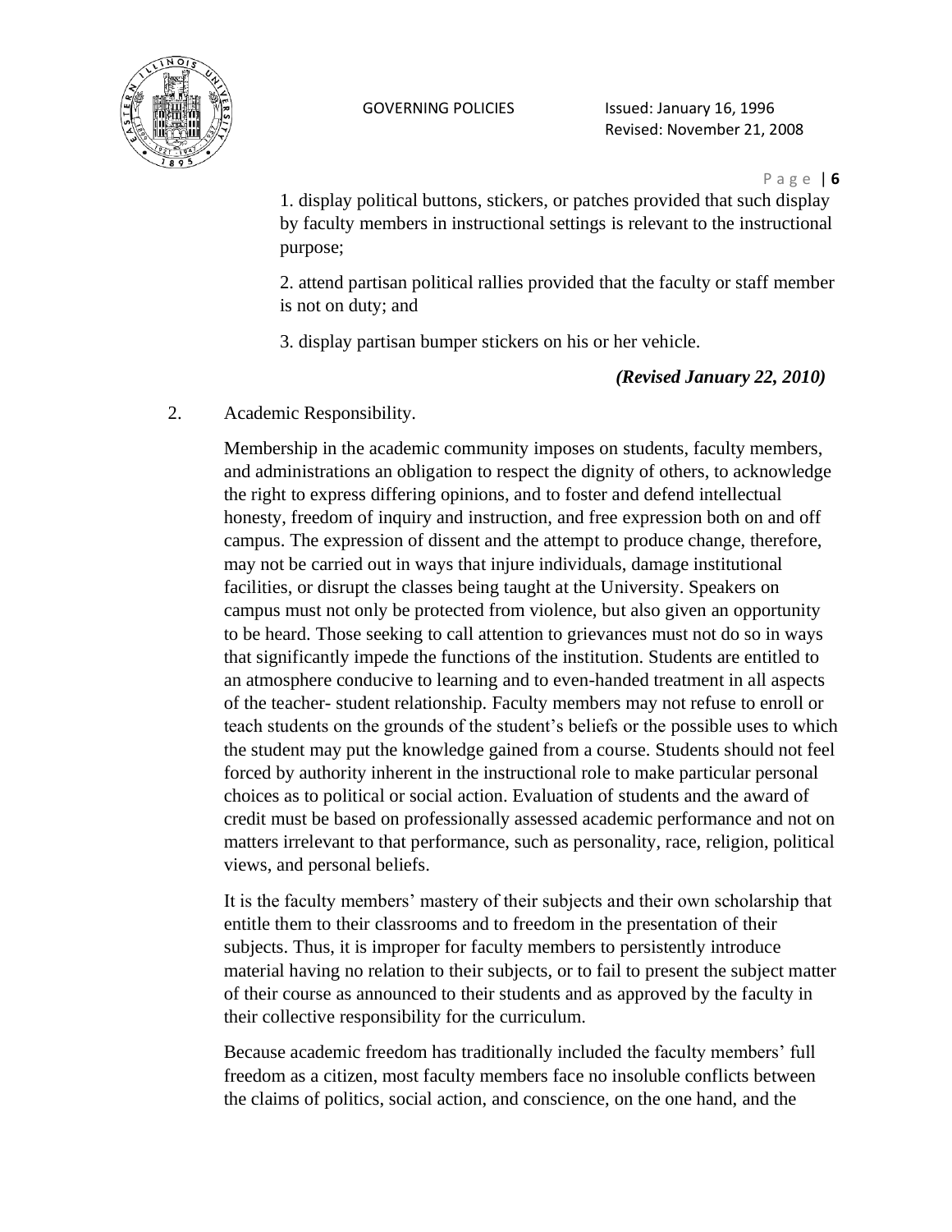1. display political buttons, stickers, or patches provided that such display by faculty members in instructional settings is relevant to the instructional purpose;

2. attend partisan political rallies provided that the faculty or staff member is not on duty; and

3. display partisan bumper stickers on his or her vehicle.

***(Revised January 22, 2010)***

2. Academic Responsibility.

Membership in the academic community imposes on students, faculty members, and administrations an obligation to respect the dignity of others, to acknowledge the right to express differing opinions, and to foster and defend intellectual honesty, freedom of inquiry and instruction, and free expression both on and off campus. The expression of dissent and the attempt to produce change, therefore, may not be carried out in ways that injure individuals, damage institutional facilities, or disrupt the classes being taught at the University. Speakers on campus must not only be protected from violence, but also given an opportunity to be heard. Those seeking to call attention to grievances must not do so in ways that significantly impede the functions of the institution. Students are entitled to an atmosphere conducive to learning and to even-handed treatment in all aspects of the teacher- student relationship. Faculty members may not refuse to enroll or teach students on the grounds of the student's beliefs or the possible uses to which the student may put the knowledge gained from a course. Students should not feel forced by authority inherent in the instructional role to make particular personal choices as to political or social action. Evaluation of students and the award of credit must be based on professionally assessed academic performance and not on matters irrelevant to that performance, such as personality, race, religion, political views, and personal beliefs.

It is the faculty members' mastery of their subjects and their own scholarship that entitle them to their classrooms and to freedom in the presentation of their subjects. Thus, it is improper for faculty members to persistently introduce material having no relation to their subjects, or to fail to present the subject matter of their course as announced to their students and as approved by the faculty in their collective responsibility for the curriculum.

Because academic freedom has traditionally included the faculty members' full freedom as a citizen, most faculty members face no insoluble conflicts between the claims of politics, social action, and conscience, on the one hand, and the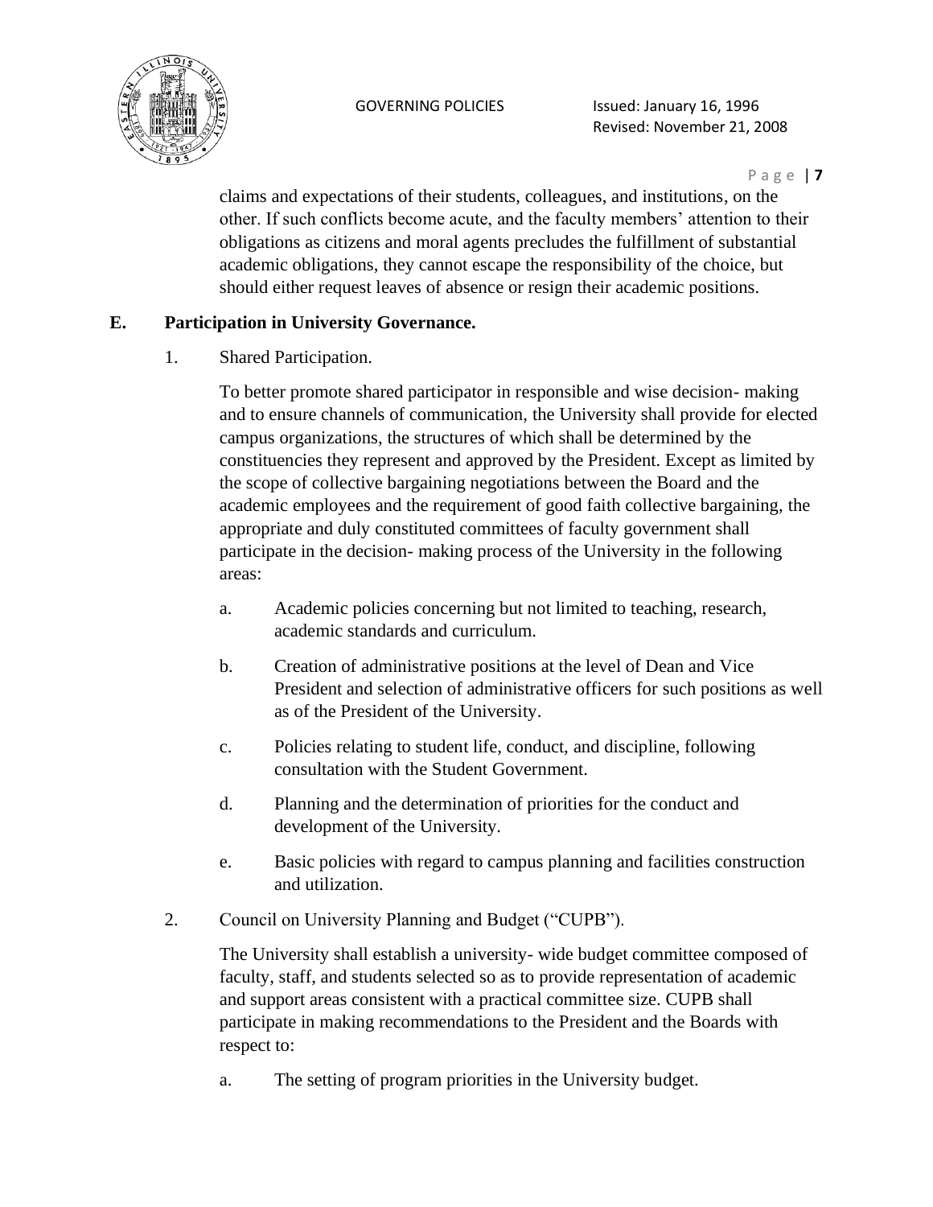claims and expectations of their students, colleagues, and institutions, on the other. If such conflicts become acute, and the faculty members' attention to their obligations as citizens and moral agents precludes the fulfillment of substantial academic obligations, they cannot escape the responsibility of the choice, but should either request leaves of absence or resign their academic positions.

**E. Participation in University Governance.**

1. Shared Participation.

   To better promote shared participator in responsible and wise decision- making and to ensure channels of communication, the University shall provide for elected campus organizations, the structures of which shall be determined by the constituencies they represent and approved by the President. Except as limited by the scope of collective bargaining negotiations between the Board and the academic employees and the requirement of good faith collective bargaining, the appropriate and duly constituted committees of faculty government shall participate in the decision- making process of the University in the following areas:

   a. Academic policies concerning but not limited to teaching, research, academic standards and curriculum.

   b. Creation of administrative positions at the level of Dean and Vice President and selection of administrative officers for such positions as well as of the President of the University.

   c. Policies relating to student life, conduct, and discipline, following consultation with the Student Government.

   d. Planning and the determination of priorities for the conduct and development of the University.

   e. Basic policies with regard to campus planning and facilities construction and utilization.

2. Council on University Planning and Budget ("CUPB").

   The University shall establish a university- wide budget committee composed of faculty, staff, and students selected so as to provide representation of academic and support areas consistent with a practical committee size. CUPB shall participate in making recommendations to the President and the Boards with respect to:

   a. The setting of program priorities in the University budget.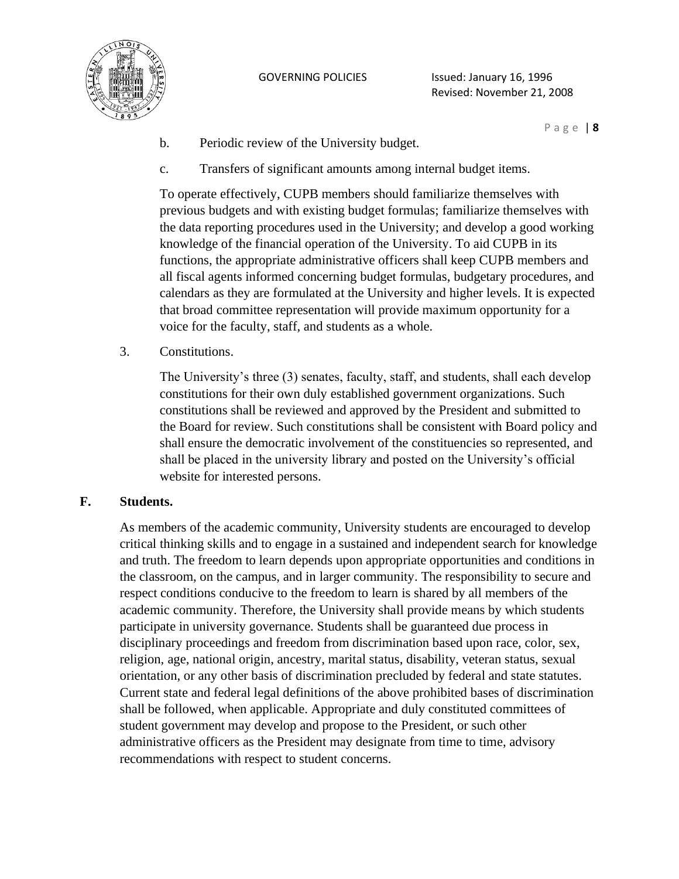b. Periodic review of the University budget.

c. Transfers of significant amounts among internal budget items.

To operate effectively, CUPB members should familiarize themselves with previous budgets and with existing budget formulas; familiarize themselves with the data reporting procedures used in the University; and develop a good working knowledge of the financial operation of the University. To aid CUPB in its functions, the appropriate administrative officers shall keep CUPB members and all fiscal agents informed concerning budget formulas, budgetary procedures, and calendars as they are formulated at the University and higher levels. It is expected that broad committee representation will provide maximum opportunity for a voice for the faculty, staff, and students as a whole.

3. Constitutions.

The University's three (3) senates, faculty, staff, and students, shall each develop constitutions for their own duly established government organizations. Such constitutions shall be reviewed and approved by the President and submitted to the Board for review. Such constitutions shall be consistent with Board policy and shall ensure the democratic involvement of the constituencies so represented, and shall be placed in the university library and posted on the University's official website for interested persons.

**F. Students.**

As members of the academic community, University students are encouraged to develop critical thinking skills and to engage in a sustained and independent search for knowledge and truth. The freedom to learn depends upon appropriate opportunities and conditions in the classroom, on the campus, and in larger community. The responsibility to secure and respect conditions conducive to the freedom to learn is shared by all members of the academic community. Therefore, the University shall provide means by which students participate in university governance. Students shall be guaranteed due process in disciplinary proceedings and freedom from discrimination based upon race, color, sex, religion, age, national origin, ancestry, marital status, disability, veteran status, sexual orientation, or any other basis of discrimination precluded by federal and state statutes. Current state and federal legal definitions of the above prohibited bases of discrimination shall be followed, when applicable. Appropriate and duly constituted committees of student government may develop and propose to the President, or such other administrative officers as the President may designate from time to time, advisory recommendations with respect to student concerns.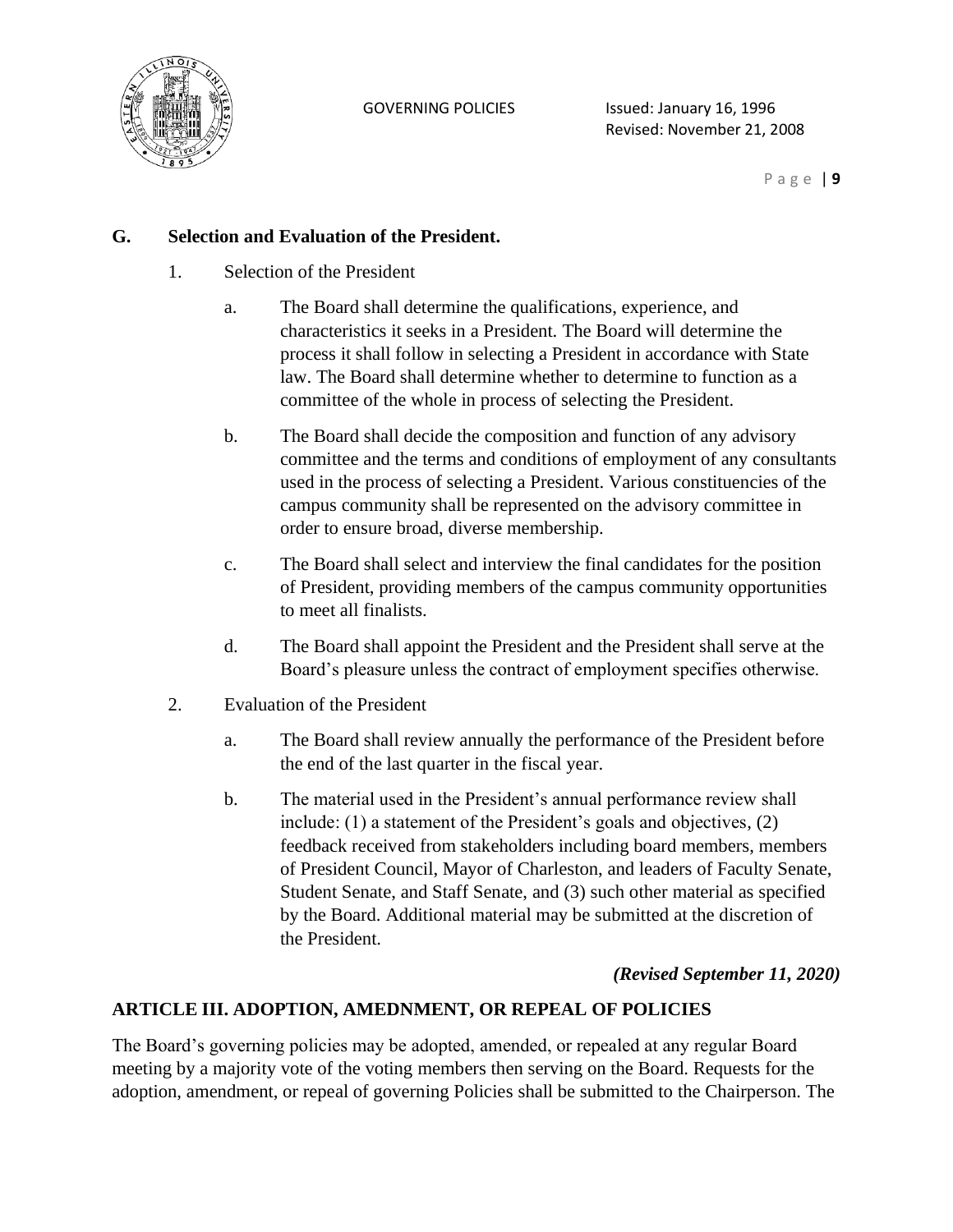**G. Selection and Evaluation of the President.**

1. Selection of the President

   a. The Board shall determine the qualifications, experience, and characteristics it seeks in a President. The Board will determine the process it shall follow in selecting a President in accordance with State law. The Board shall determine whether to determine to function as a committee of the whole in process of selecting the President.

   b. The Board shall decide the composition and function of any advisory committee and the terms and conditions of employment of any consultants used in the process of selecting a President. Various constituencies of the campus community shall be represented on the advisory committee in order to ensure broad, diverse membership.

   c. The Board shall select and interview the final candidates for the position of President, providing members of the campus community opportunities to meet all finalists.

   d. The Board shall appoint the President and the President shall serve at the Board's pleasure unless the contract of employment specifies otherwise.

2. Evaluation of the President

   a. The Board shall review annually the performance of the President before the end of the last quarter in the fiscal year.

   b. The material used in the President's annual performance review shall include: (1) a statement of the President's goals and objectives, (2) feedback received from stakeholders including board members, members of President Council, Mayor of Charleston, and leaders of Faculty Senate, Student Senate, and Staff Senate, and (3) such other material as specified by the Board. Additional material may be submitted at the discretion of the President.

***(Revised September 11, 2020)***

**ARTICLE III. ADOPTION, AMEDNMENT, OR REPEAL OF POLICIES**

The Board's governing policies may be adopted, amended, or repealed at any regular Board meeting by a majority vote of the voting members then serving on the Board. Requests for the adoption, amendment, or repeal of governing Policies shall be submitted to the Chairperson. The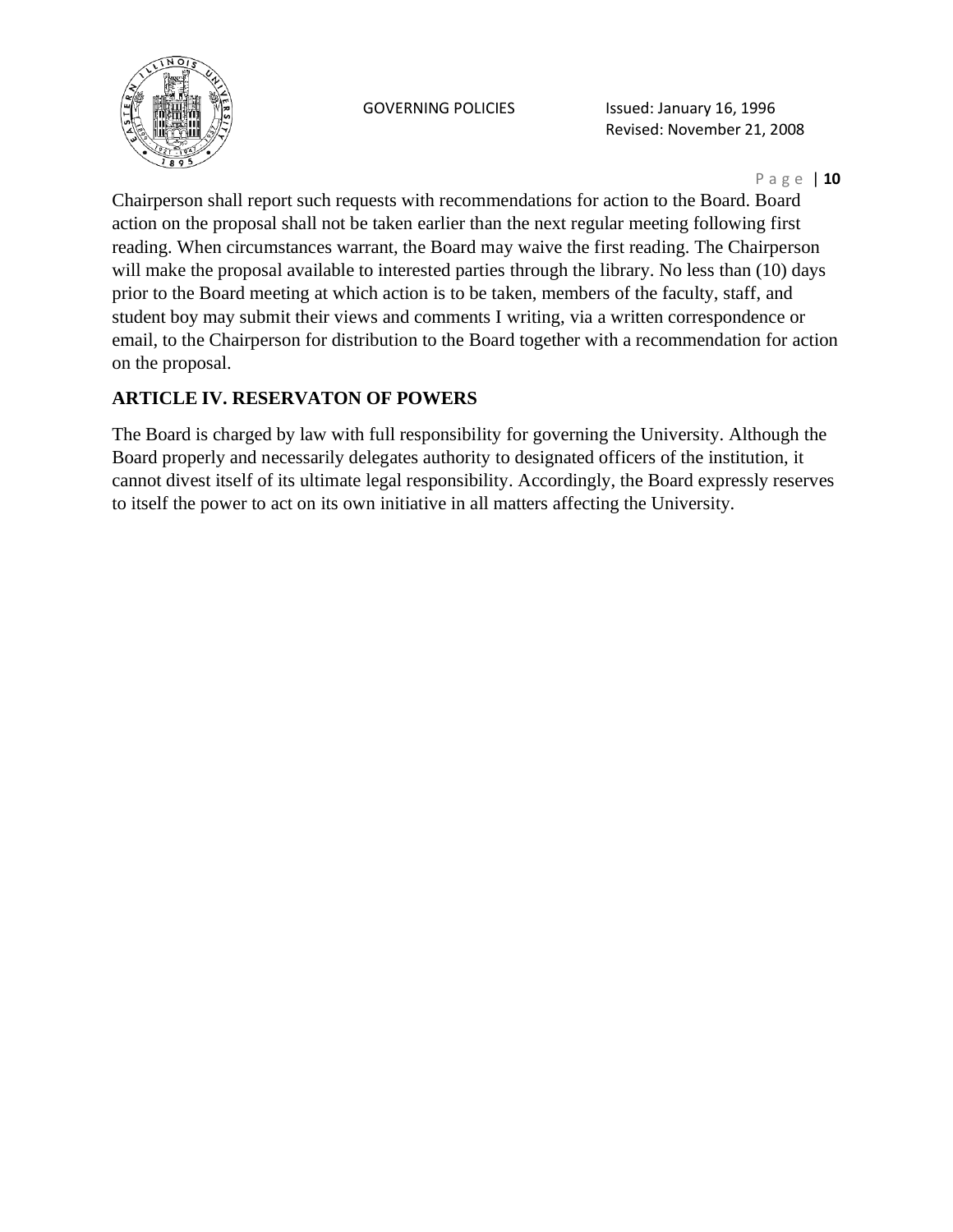Chairperson shall report such requests with recommendations for action to the Board. Board action on the proposal shall not be taken earlier than the next regular meeting following first reading. When circumstances warrant, the Board may waive the first reading. The Chairperson will make the proposal available to interested parties through the library. No less than (10) days prior to the Board meeting at which action is to be taken, members of the faculty, staff, and student boy may submit their views and comments I writing, via a written correspondence or email, to the Chairperson for distribution to the Board together with a recommendation for action on the proposal.

## ARTICLE IV. RESERVATON OF POWERS

The Board is charged by law with full responsibility for governing the University. Although the Board properly and necessarily delegates authority to designated officers of the institution, it cannot divest itself of its ultimate legal responsibility. Accordingly, the Board expressly reserves to itself the power to act on its own initiative in all matters affecting the University.